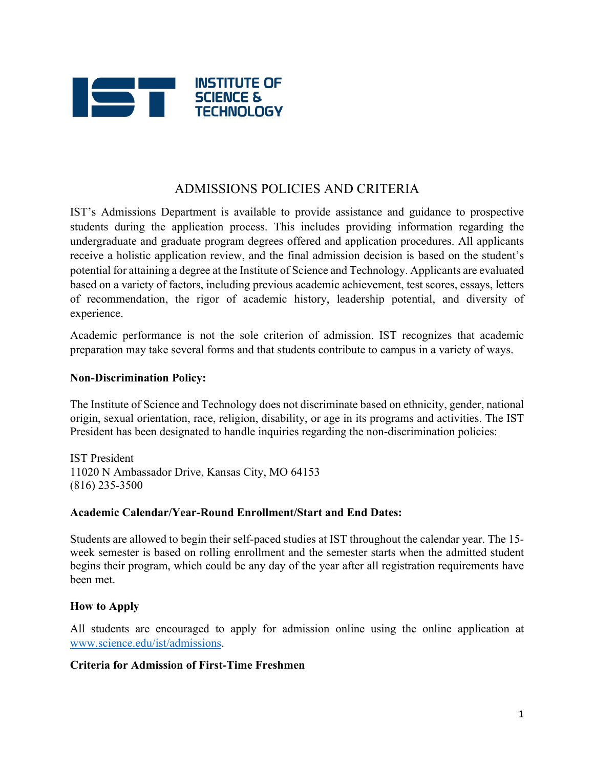INSTITUTE OF SCIENCE & TECHNOLOGY

# ADMISSIONS POLICIES AND CRITERIA

IST's Admissions Department is available to provide assistance and guidance to prospective students during the application process. This includes providing information regarding the undergraduate and graduate program degrees offered and application procedures. All applicants receive a holistic application review, and the final admission decision is based on the student's potential for attaining a degree at the Institute of Science and Technology. Applicants are evaluated based on a variety of factors, including previous academic achievement, test scores, essays, letters of recommendation, the rigor of academic history, leadership potential, and diversity of experience.

Academic performance is not the sole criterion of admission. IST recognizes that academic preparation may take several forms and that students contribute to campus in a variety of ways.

**Non-Discrimination Policy:**

The Institute of Science and Technology does not discriminate based on ethnicity, gender, national origin, sexual orientation, race, religion, disability, or age in its programs and activities. The IST President has been designated to handle inquiries regarding the non-discrimination policies:

IST President
11020 N Ambassador Drive, Kansas City, MO 64153
(816) 235-3500

**Academic Calendar/Year-Round Enrollment/Start and End Dates:**

Students are allowed to begin their self-paced studies at IST throughout the calendar year. The 15-week semester is based on rolling enrollment and the semester starts when the admitted student begins their program, which could be any day of the year after all registration requirements have been met.

**How to Apply**

All students are encouraged to apply for admission online using the online application at [www.science.edu/ist/admissions](www.science.edu/ist/admissions).

**Criteria for Admission of First-Time Freshmen**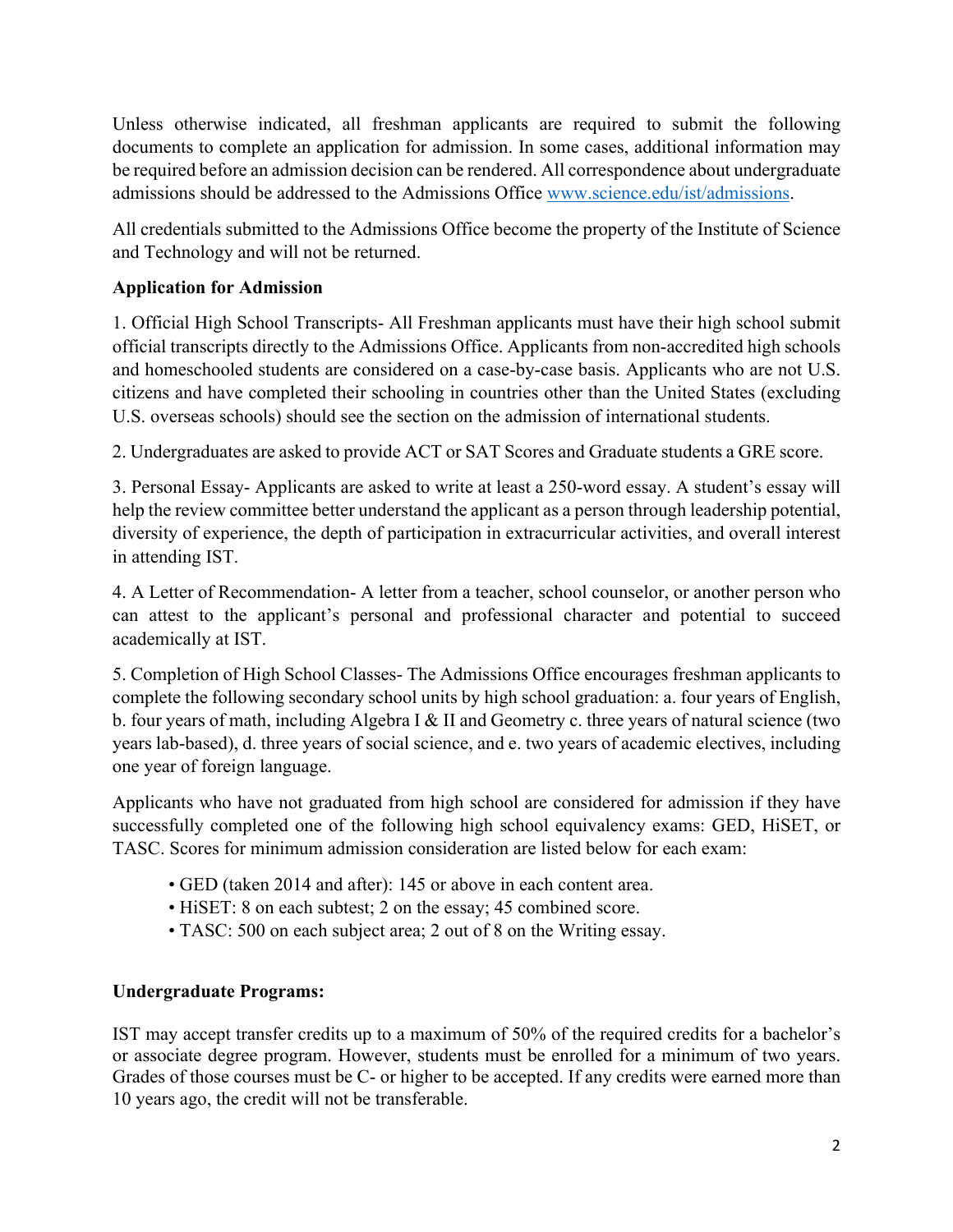Unless otherwise indicated, all freshman applicants are required to submit the following documents to complete an application for admission. In some cases, additional information may be required before an admission decision can be rendered. All correspondence about undergraduate admissions should be addressed to the Admissions Office [www.science.edu/ist/admissions](www.science.edu/ist/admissions).

All credentials submitted to the Admissions Office become the property of the Institute of Science and Technology and will not be returned.

**Application for Admission**

1. Official High School Transcripts- All Freshman applicants must have their high school submit official transcripts directly to the Admissions Office. Applicants from non-accredited high schools and homeschooled students are considered on a case-by-case basis. Applicants who are not U.S. citizens and have completed their schooling in countries other than the United States (excluding U.S. overseas schools) should see the section on the admission of international students.

2. Undergraduates are asked to provide ACT or SAT Scores and Graduate students a GRE score.

3. Personal Essay- Applicants are asked to write at least a 250-word essay. A student's essay will help the review committee better understand the applicant as a person through leadership potential, diversity of experience, the depth of participation in extracurricular activities, and overall interest in attending IST.

4. A Letter of Recommendation- A letter from a teacher, school counselor, or another person who can attest to the applicant's personal and professional character and potential to succeed academically at IST.

5. Completion of High School Classes- The Admissions Office encourages freshman applicants to complete the following secondary school units by high school graduation: a. four years of English, b. four years of math, including Algebra I & II and Geometry c. three years of natural science (two years lab-based), d. three years of social science, and e. two years of academic electives, including one year of foreign language.

Applicants who have not graduated from high school are considered for admission if they have successfully completed one of the following high school equivalency exams: GED, HiSET, or TASC. Scores for minimum admission consideration are listed below for each exam:

- GED (taken 2014 and after): 145 or above in each content area.
- HiSET: 8 on each subtest; 2 on the essay; 45 combined score.
- TASC: 500 on each subject area; 2 out of 8 on the Writing essay.

**Undergraduate Programs:**

IST may accept transfer credits up to a maximum of 50% of the required credits for a bachelor's or associate degree program. However, students must be enrolled for a minimum of two years. Grades of those courses must be C- or higher to be accepted. If any credits were earned more than 10 years ago, the credit will not be transferable.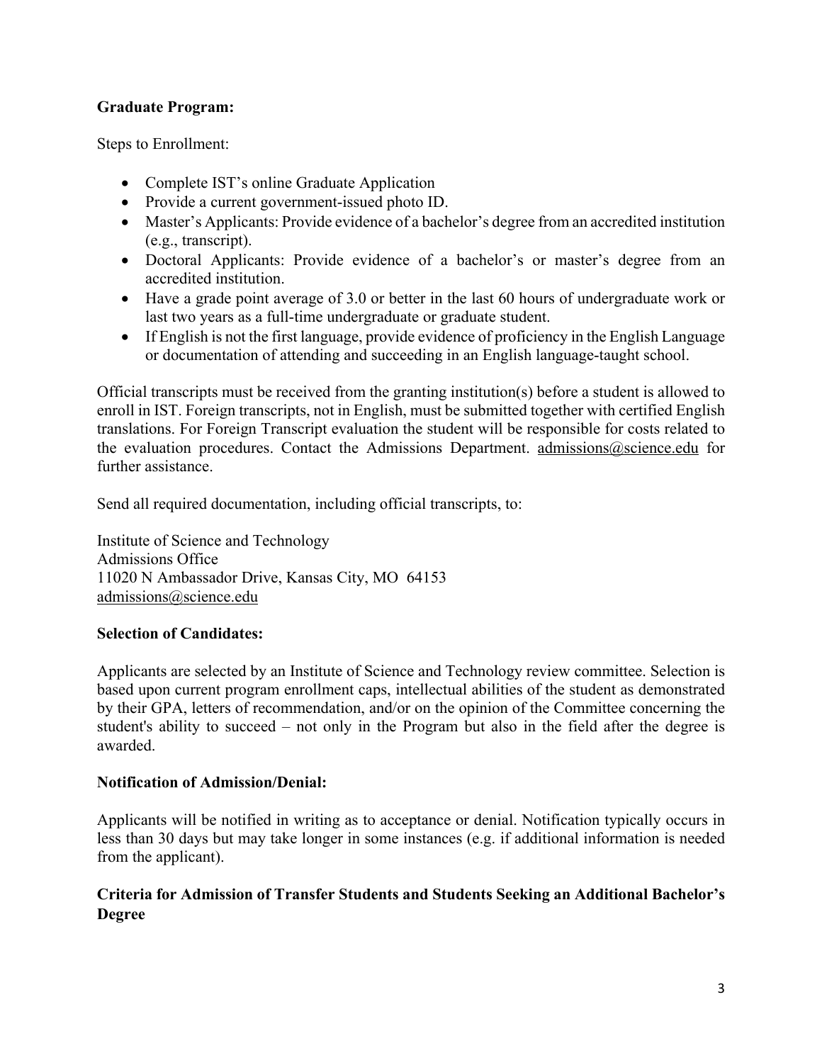**Graduate Program:**

Steps to Enrollment:

- Complete IST's online Graduate Application
- Provide a current government-issued photo ID.
- Master's Applicants: Provide evidence of a bachelor's degree from an accredited institution (e.g., transcript).
- Doctoral Applicants: Provide evidence of a bachelor's or master's degree from an accredited institution.
- Have a grade point average of 3.0 or better in the last 60 hours of undergraduate work or last two years as a full-time undergraduate or graduate student.
- If English is not the first language, provide evidence of proficiency in the English Language or documentation of attending and succeeding in an English language-taught school.

Official transcripts must be received from the granting institution(s) before a student is allowed to enroll in IST. Foreign transcripts, not in English, must be submitted together with certified English translations. For Foreign Transcript evaluation the student will be responsible for costs related to the evaluation procedures. Contact the Admissions Department. admissions@science.edu for further assistance.

Send all required documentation, including official transcripts, to:

Institute of Science and Technology
Admissions Office
11020 N Ambassador Drive, Kansas City, MO 64153
admissions@science.edu

**Selection of Candidates:**

Applicants are selected by an Institute of Science and Technology review committee. Selection is based upon current program enrollment caps, intellectual abilities of the student as demonstrated by their GPA, letters of recommendation, and/or on the opinion of the Committee concerning the student's ability to succeed – not only in the Program but also in the field after the degree is awarded.

**Notification of Admission/Denial:**

Applicants will be notified in writing as to acceptance or denial. Notification typically occurs in less than 30 days but may take longer in some instances (e.g. if additional information is needed from the applicant).

**Criteria for Admission of Transfer Students and Students Seeking an Additional Bachelor's Degree**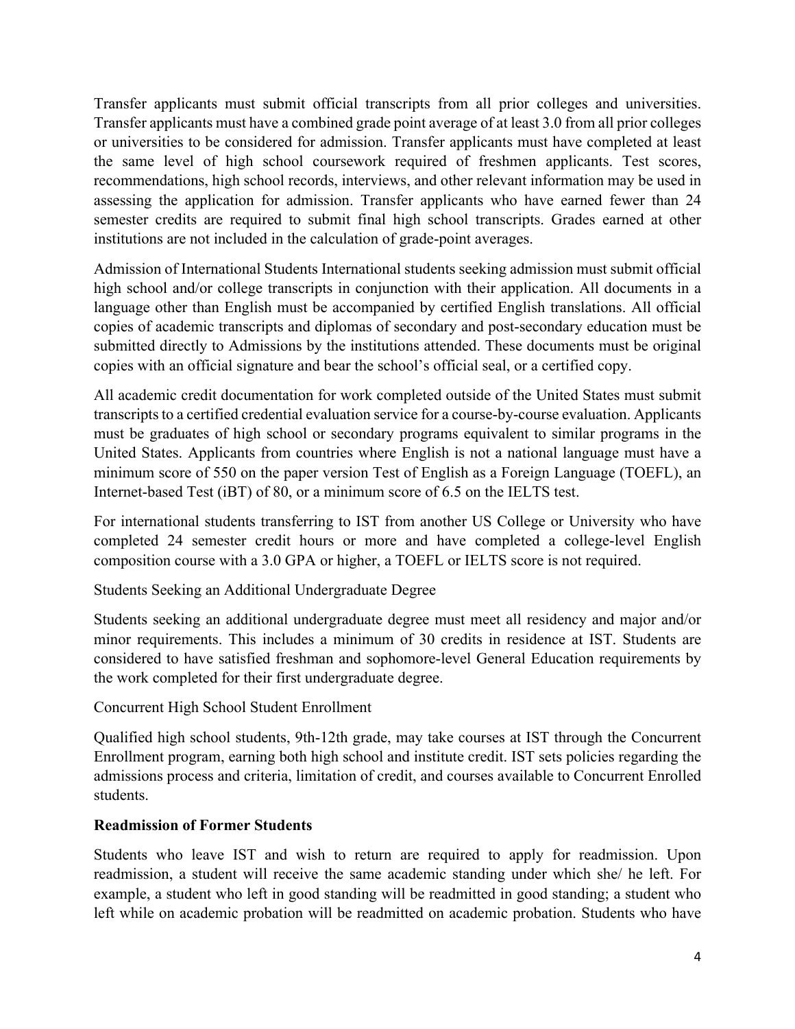Transfer applicants must submit official transcripts from all prior colleges and universities. Transfer applicants must have a combined grade point average of at least 3.0 from all prior colleges or universities to be considered for admission. Transfer applicants must have completed at least the same level of high school coursework required of freshmen applicants. Test scores, recommendations, high school records, interviews, and other relevant information may be used in assessing the application for admission. Transfer applicants who have earned fewer than 24 semester credits are required to submit final high school transcripts. Grades earned at other institutions are not included in the calculation of grade-point averages.

Admission of International Students International students seeking admission must submit official high school and/or college transcripts in conjunction with their application. All documents in a language other than English must be accompanied by certified English translations. All official copies of academic transcripts and diplomas of secondary and post-secondary education must be submitted directly to Admissions by the institutions attended. These documents must be original copies with an official signature and bear the school's official seal, or a certified copy.

All academic credit documentation for work completed outside of the United States must submit transcripts to a certified credential evaluation service for a course-by-course evaluation. Applicants must be graduates of high school or secondary programs equivalent to similar programs in the United States. Applicants from countries where English is not a national language must have a minimum score of 550 on the paper version Test of English as a Foreign Language (TOEFL), an Internet-based Test (iBT) of 80, or a minimum score of 6.5 on the IELTS test.

For international students transferring to IST from another US College or University who have completed 24 semester credit hours or more and have completed a college-level English composition course with a 3.0 GPA or higher, a TOEFL or IELTS score is not required.

Students Seeking an Additional Undergraduate Degree

Students seeking an additional undergraduate degree must meet all residency and major and/or minor requirements. This includes a minimum of 30 credits in residence at IST. Students are considered to have satisfied freshman and sophomore-level General Education requirements by the work completed for their first undergraduate degree.

Concurrent High School Student Enrollment

Qualified high school students, 9th-12th grade, may take courses at IST through the Concurrent Enrollment program, earning both high school and institute credit. IST sets policies regarding the admissions process and criteria, limitation of credit, and courses available to Concurrent Enrolled students.

**Readmission of Former Students**

Students who leave IST and wish to return are required to apply for readmission. Upon readmission, a student will receive the same academic standing under which she/ he left. For example, a student who left in good standing will be readmitted in good standing; a student who left while on academic probation will be readmitted on academic probation. Students who have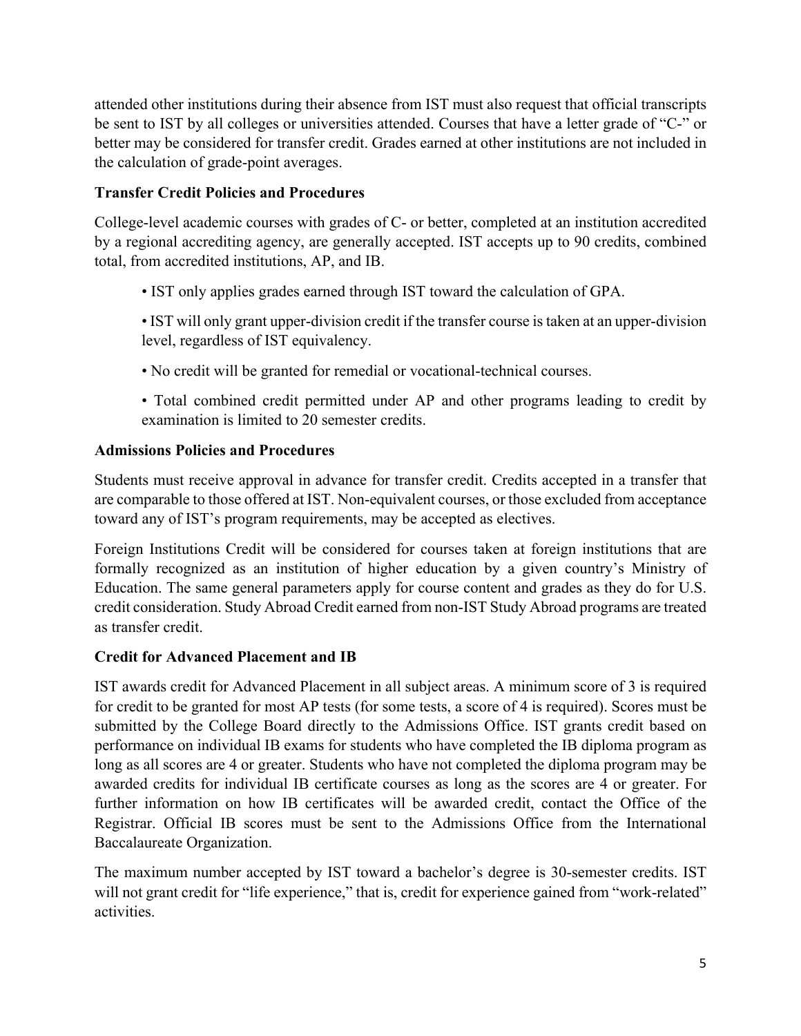attended other institutions during their absence from IST must also request that official transcripts be sent to IST by all colleges or universities attended. Courses that have a letter grade of "C-" or better may be considered for transfer credit. Grades earned at other institutions are not included in the calculation of grade-point averages.

**Transfer Credit Policies and Procedures**

College-level academic courses with grades of C- or better, completed at an institution accredited by a regional accrediting agency, are generally accepted. IST accepts up to 90 credits, combined total, from accredited institutions, AP, and IB.

- IST only applies grades earned through IST toward the calculation of GPA.
- IST will only grant upper-division credit if the transfer course is taken at an upper-division level, regardless of IST equivalency.
- No credit will be granted for remedial or vocational-technical courses.
- Total combined credit permitted under AP and other programs leading to credit by examination is limited to 20 semester credits.

**Admissions Policies and Procedures**

Students must receive approval in advance for transfer credit. Credits accepted in a transfer that are comparable to those offered at IST. Non-equivalent courses, or those excluded from acceptance toward any of IST's program requirements, may be accepted as electives.

Foreign Institutions Credit will be considered for courses taken at foreign institutions that are formally recognized as an institution of higher education by a given country's Ministry of Education. The same general parameters apply for course content and grades as they do for U.S. credit consideration. Study Abroad Credit earned from non-IST Study Abroad programs are treated as transfer credit.

**Credit for Advanced Placement and IB**

IST awards credit for Advanced Placement in all subject areas. A minimum score of 3 is required for credit to be granted for most AP tests (for some tests, a score of 4 is required). Scores must be submitted by the College Board directly to the Admissions Office. IST grants credit based on performance on individual IB exams for students who have completed the IB diploma program as long as all scores are 4 or greater. Students who have not completed the diploma program may be awarded credits for individual IB certificate courses as long as the scores are 4 or greater. For further information on how IB certificates will be awarded credit, contact the Office of the Registrar. Official IB scores must be sent to the Admissions Office from the International Baccalaureate Organization.

The maximum number accepted by IST toward a bachelor's degree is 30-semester credits. IST will not grant credit for "life experience," that is, credit for experience gained from "work-related" activities.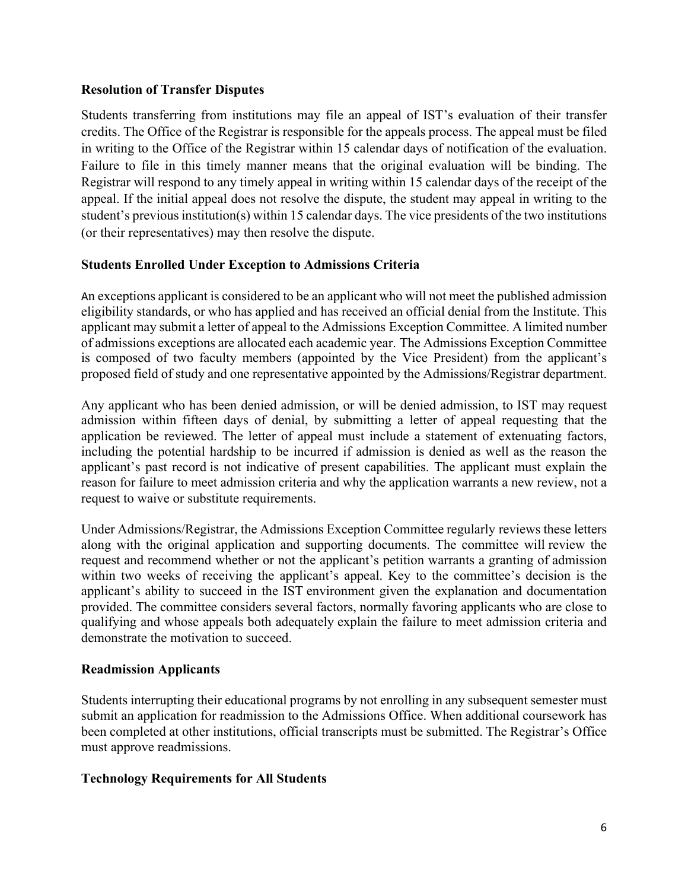### Resolution of Transfer Disputes

Students transferring from institutions may file an appeal of IST's evaluation of their transfer credits. The Office of the Registrar is responsible for the appeals process. The appeal must be filed in writing to the Office of the Registrar within 15 calendar days of notification of the evaluation. Failure to file in this timely manner means that the original evaluation will be binding. The Registrar will respond to any timely appeal in writing within 15 calendar days of the receipt of the appeal. If the initial appeal does not resolve the dispute, the student may appeal in writing to the student's previous institution(s) within 15 calendar days. The vice presidents of the two institutions (or their representatives) may then resolve the dispute.

### Students Enrolled Under Exception to Admissions Criteria

An exceptions applicant is considered to be an applicant who will not meet the published admission eligibility standards, or who has applied and has received an official denial from the Institute. This applicant may submit a letter of appeal to the Admissions Exception Committee. A limited number of admissions exceptions are allocated each academic year. The Admissions Exception Committee is composed of two faculty members (appointed by the Vice President) from the applicant's proposed field of study and one representative appointed by the Admissions/Registrar department.

Any applicant who has been denied admission, or will be denied admission, to IST may request admission within fifteen days of denial, by submitting a letter of appeal requesting that the application be reviewed. The letter of appeal must include a statement of extenuating factors, including the potential hardship to be incurred if admission is denied as well as the reason the applicant's past record is not indicative of present capabilities. The applicant must explain the reason for failure to meet admission criteria and why the application warrants a new review, not a request to waive or substitute requirements.

Under Admissions/Registrar, the Admissions Exception Committee regularly reviews these letters along with the original application and supporting documents. The committee will review the request and recommend whether or not the applicant's petition warrants a granting of admission within two weeks of receiving the applicant's appeal. Key to the committee's decision is the applicant's ability to succeed in the IST environment given the explanation and documentation provided. The committee considers several factors, normally favoring applicants who are close to qualifying and whose appeals both adequately explain the failure to meet admission criteria and demonstrate the motivation to succeed.

### Readmission Applicants

Students interrupting their educational programs by not enrolling in any subsequent semester must submit an application for readmission to the Admissions Office. When additional coursework has been completed at other institutions, official transcripts must be submitted. The Registrar's Office must approve readmissions.

### Technology Requirements for All Students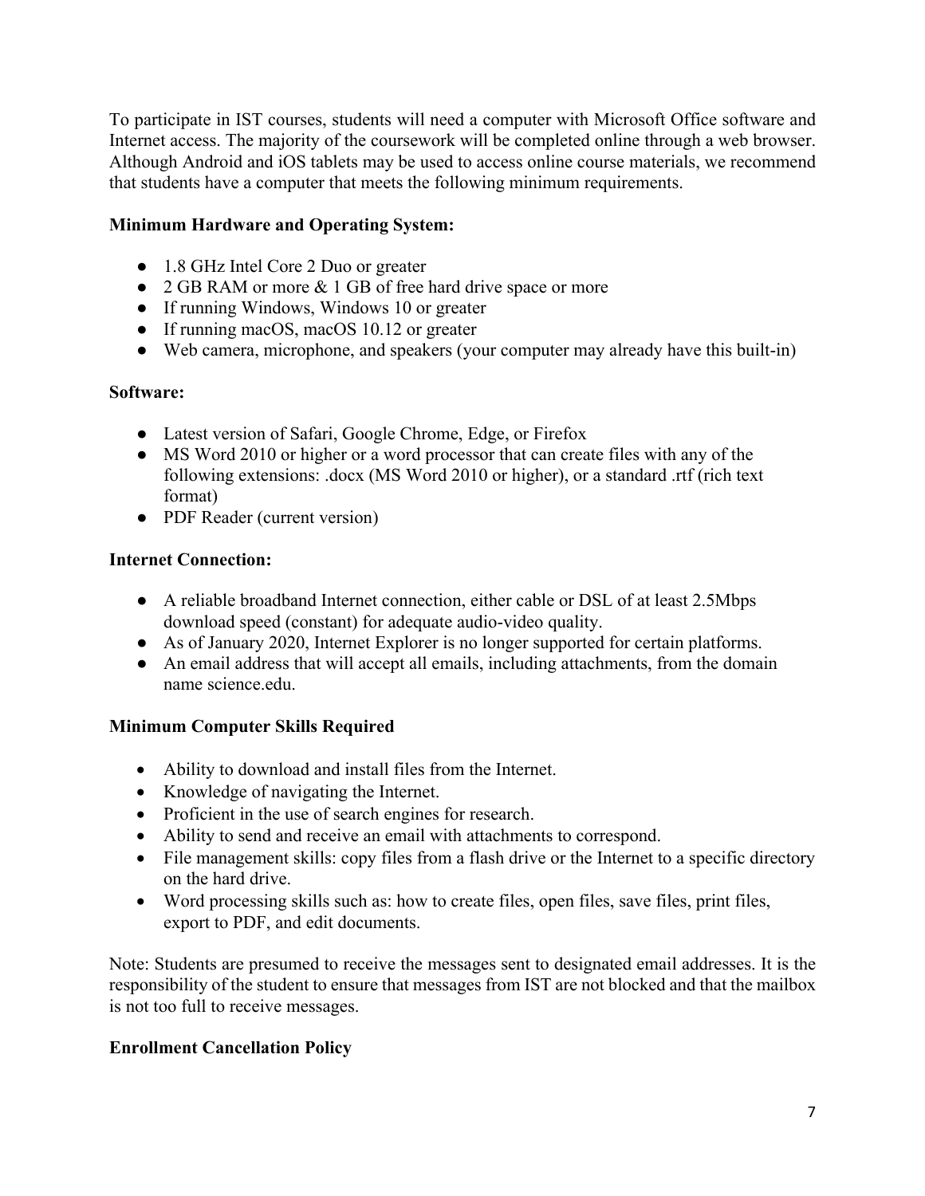To participate in IST courses, students will need a computer with Microsoft Office software and Internet access. The majority of the coursework will be completed online through a web browser. Although Android and iOS tablets may be used to access online course materials, we recommend that students have a computer that meets the following minimum requirements.

**Minimum Hardware and Operating System:**

- 1.8 GHz Intel Core 2 Duo or greater
- 2 GB RAM or more & 1 GB of free hard drive space or more
- If running Windows, Windows 10 or greater
- If running macOS, macOS 10.12 or greater
- Web camera, microphone, and speakers (your computer may already have this built-in)

**Software:**

- Latest version of Safari, Google Chrome, Edge, or Firefox
- MS Word 2010 or higher or a word processor that can create files with any of the following extensions: .docx (MS Word 2010 or higher), or a standard .rtf (rich text format)
- PDF Reader (current version)

**Internet Connection:**

- A reliable broadband Internet connection, either cable or DSL of at least 2.5Mbps download speed (constant) for adequate audio-video quality.
- As of January 2020, Internet Explorer is no longer supported for certain platforms.
- An email address that will accept all emails, including attachments, from the domain name science.edu.

**Minimum Computer Skills Required**

- Ability to download and install files from the Internet.
- Knowledge of navigating the Internet.
- Proficient in the use of search engines for research.
- Ability to send and receive an email with attachments to correspond.
- File management skills: copy files from a flash drive or the Internet to a specific directory on the hard drive.
- Word processing skills such as: how to create files, open files, save files, print files, export to PDF, and edit documents.

Note: Students are presumed to receive the messages sent to designated email addresses. It is the responsibility of the student to ensure that messages from IST are not blocked and that the mailbox is not too full to receive messages.

**Enrollment Cancellation Policy**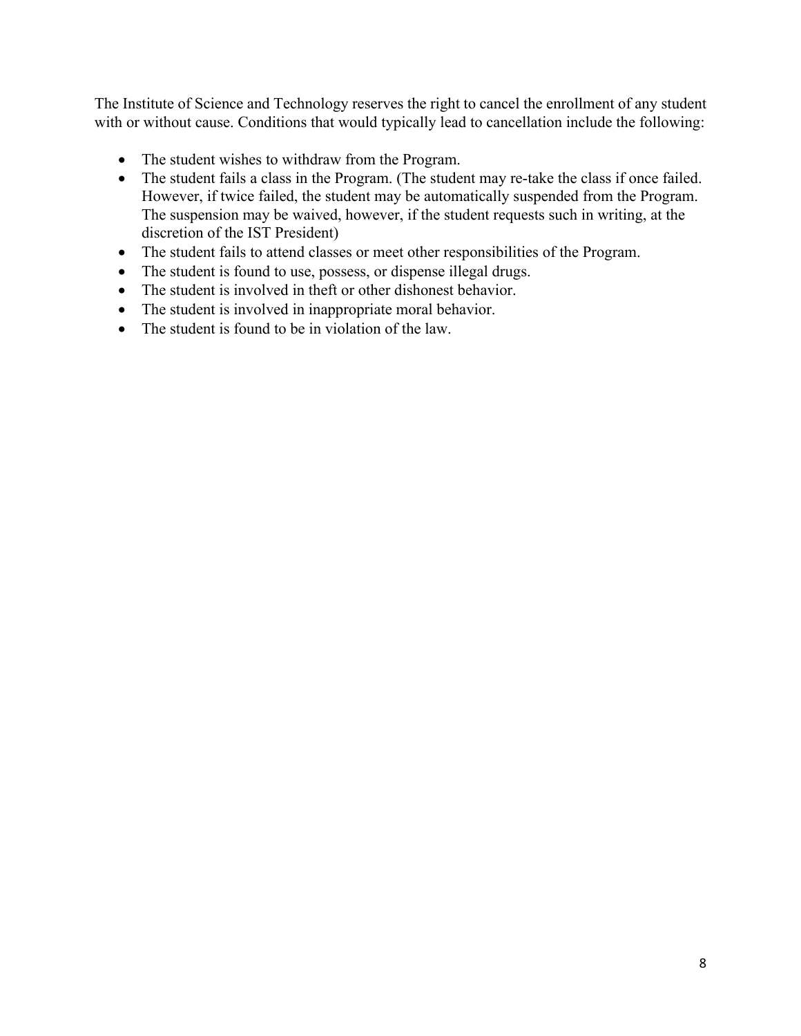The Institute of Science and Technology reserves the right to cancel the enrollment of any student with or without cause. Conditions that would typically lead to cancellation include the following:

- The student wishes to withdraw from the Program.
- The student fails a class in the Program. (The student may re-take the class if once failed. However, if twice failed, the student may be automatically suspended from the Program. The suspension may be waived, however, if the student requests such in writing, at the discretion of the IST President)
- The student fails to attend classes or meet other responsibilities of the Program.
- The student is found to use, possess, or dispense illegal drugs.
- The student is involved in theft or other dishonest behavior.
- The student is involved in inappropriate moral behavior.
- The student is found to be in violation of the law.